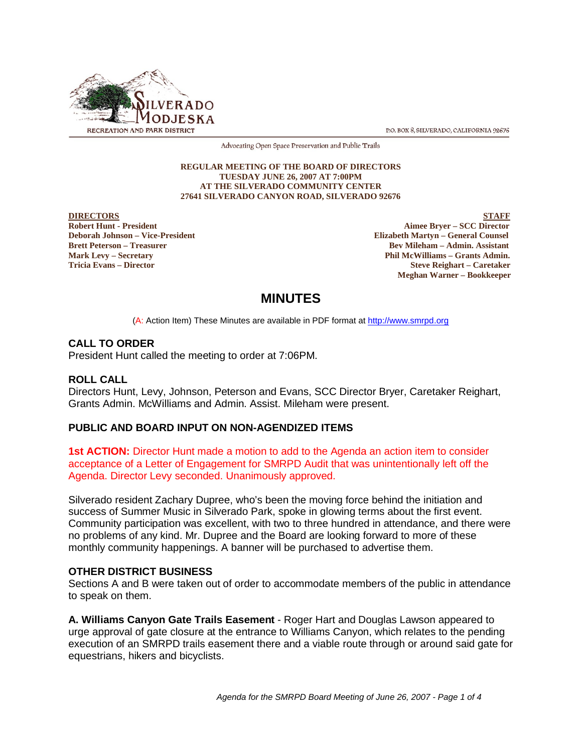SILVERADO MODJESKA

RECREATION AND PARK DISTRICT

P.O. BOX 8, SILVERADO, CALIFORNIA 92676

Advocating Open Space Preservation and Public Trails

**REGULAR MEETING OF THE BOARD OF DIRECTORS**
**TUESDAY JUNE 26, 2007 AT 7:00PM**
**AT THE SILVERADO COMMUNITY CENTER**
**27641 SILVERADO CANYON ROAD, SILVERADO 92676**

**DIRECTORS**
**Robert Hunt - President**
**Deborah Johnson – Vice-President**
**Brett Peterson – Treasurer**
**Mark Levy – Secretary**
**Tricia Evans – Director**

**STAFF**
**Aimee Bryer – SCC Director**
**Elizabeth Martyn – General Counsel**
**Bev Mileham – Admin. Assistant**
**Phil McWilliams – Grants Admin.**
**Steve Reighart – Caretaker**
**Meghan Warner – Bookkeeper**

# MINUTES

(A: Action Item) These Minutes are available in PDF format at http://www.smrpd.org

## CALL TO ORDER

President Hunt called the meeting to order at 7:06PM.

## ROLL CALL

Directors Hunt, Levy, Johnson, Peterson and Evans, SCC Director Bryer, Caretaker Reighart, Grants Admin. McWilliams and Admin. Assist. Mileham were present.

## PUBLIC AND BOARD INPUT ON NON-AGENDIZED ITEMS

**1st ACTION:** Director Hunt made a motion to add to the Agenda an action item to consider acceptance of a Letter of Engagement for SMRPD Audit that was unintentionally left off the Agenda. Director Levy seconded. Unanimously approved.

Silverado resident Zachary Dupree, who's been the moving force behind the initiation and success of Summer Music in Silverado Park, spoke in glowing terms about the first event. Community participation was excellent, with two to three hundred in attendance, and there were no problems of any kind. Mr. Dupree and the Board are looking forward to more of these monthly community happenings. A banner will be purchased to advertise them.

## OTHER DISTRICT BUSINESS

Sections A and B were taken out of order to accommodate members of the public in attendance to speak on them.

**A. Williams Canyon Gate Trails Easement** - Roger Hart and Douglas Lawson appeared to urge approval of gate closure at the entrance to Williams Canyon, which relates to the pending execution of an SMRPD trails easement there and a viable route through or around said gate for equestrians, hikers and bicyclists.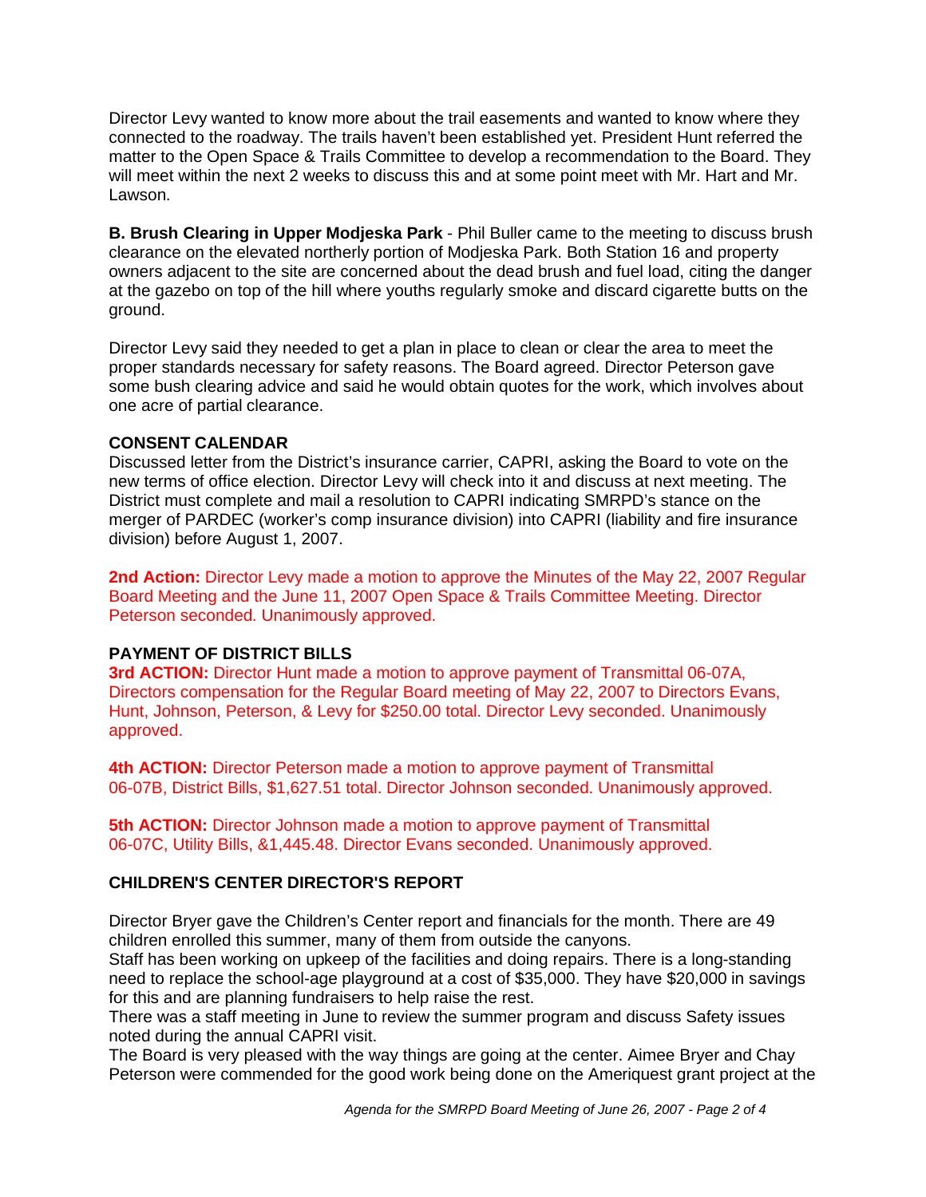Director Levy wanted to know more about the trail easements and wanted to know where they connected to the roadway. The trails haven't been established yet. President Hunt referred the matter to the Open Space & Trails Committee to develop a recommendation to the Board. They will meet within the next 2 weeks to discuss this and at some point meet with Mr. Hart and Mr. Lawson.

**B. Brush Clearing in Upper Modjeska Park** - Phil Buller came to the meeting to discuss brush clearance on the elevated northerly portion of Modjeska Park. Both Station 16 and property owners adjacent to the site are concerned about the dead brush and fuel load, citing the danger at the gazebo on top of the hill where youths regularly smoke and discard cigarette butts on the ground.

Director Levy said they needed to get a plan in place to clean or clear the area to meet the proper standards necessary for safety reasons. The Board agreed. Director Peterson gave some bush clearing advice and said he would obtain quotes for the work, which involves about one acre of partial clearance.

**CONSENT CALENDAR**

Discussed letter from the District's insurance carrier, CAPRI, asking the Board to vote on the new terms of office election. Director Levy will check into it and discuss at next meeting. The District must complete and mail a resolution to CAPRI indicating SMRPD's stance on the merger of PARDEC (worker's comp insurance division) into CAPRI (liability and fire insurance division) before August 1, 2007.

**2nd Action:** Director Levy made a motion to approve the Minutes of the May 22, 2007 Regular Board Meeting and the June 11, 2007 Open Space & Trails Committee Meeting. Director Peterson seconded. Unanimously approved.

**PAYMENT OF DISTRICT BILLS**

**3rd ACTION:** Director Hunt made a motion to approve payment of Transmittal 06-07A, Directors compensation for the Regular Board meeting of May 22, 2007 to Directors Evans, Hunt, Johnson, Peterson, & Levy for $250.00 total. Director Levy seconded. Unanimously approved.

**4th ACTION:** Director Peterson made a motion to approve payment of Transmittal 06-07B, District Bills, $1,627.51 total. Director Johnson seconded. Unanimously approved.

**5th ACTION:** Director Johnson made a motion to approve payment of Transmittal 06-07C, Utility Bills, &1,445.48. Director Evans seconded. Unanimously approved.

**CHILDREN'S CENTER DIRECTOR'S REPORT**

Director Bryer gave the Children's Center report and financials for the month. There are 49 children enrolled this summer, many of them from outside the canyons.
Staff has been working on upkeep of the facilities and doing repairs. There is a long-standing need to replace the school-age playground at a cost of $35,000. They have $20,000 in savings for this and are planning fundraisers to help raise the rest.
There was a staff meeting in June to review the summer program and discuss Safety issues noted during the annual CAPRI visit.
The Board is very pleased with the way things are going at the center. Aimee Bryer and Chay Peterson were commended for the good work being done on the Ameriquest grant project at the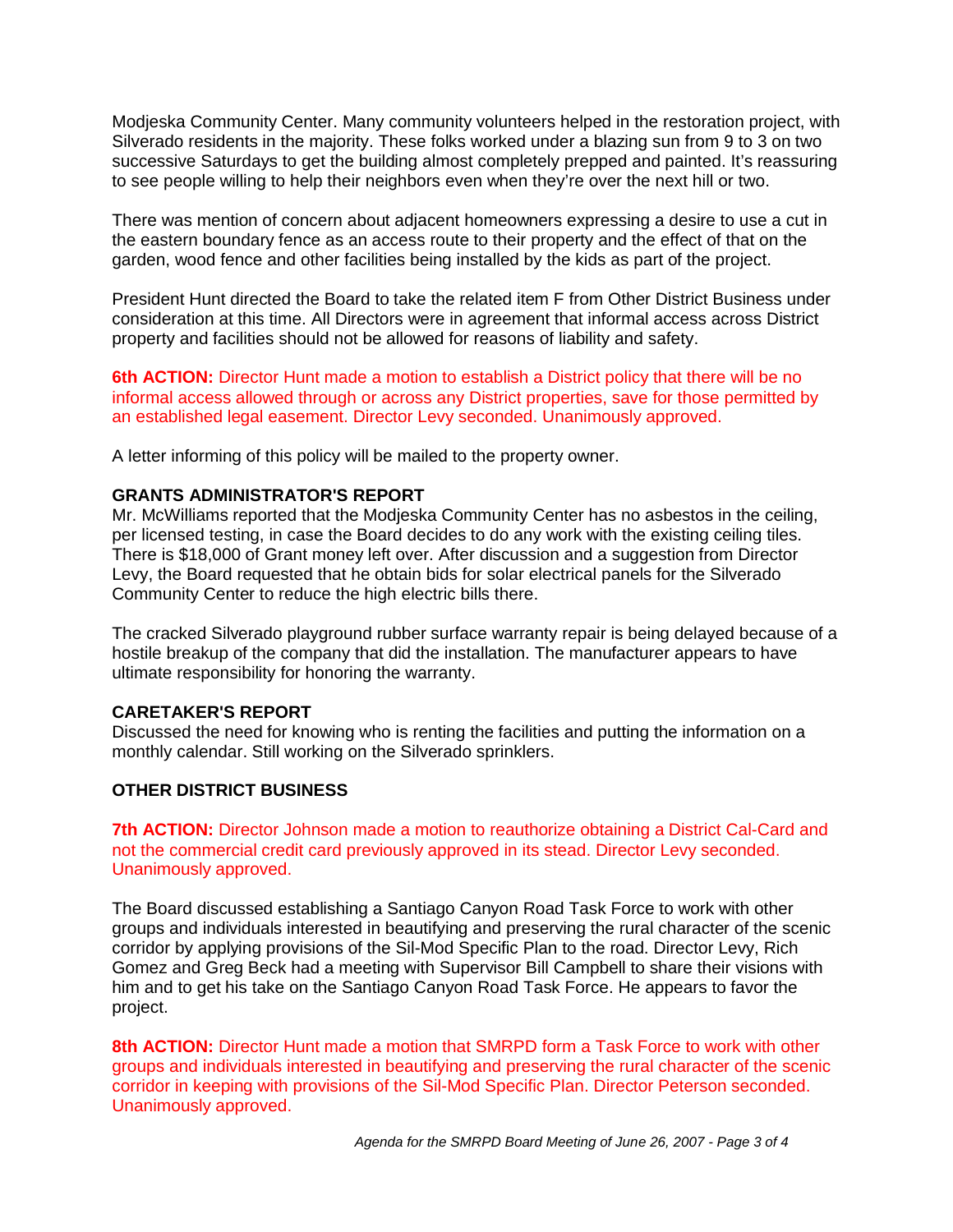Modjeska Community Center. Many community volunteers helped in the restoration project, with Silverado residents in the majority. These folks worked under a blazing sun from 9 to 3 on two successive Saturdays to get the building almost completely prepped and painted. It's reassuring to see people willing to help their neighbors even when they're over the next hill or two.

There was mention of concern about adjacent homeowners expressing a desire to use a cut in the eastern boundary fence as an access route to their property and the effect of that on the garden, wood fence and other facilities being installed by the kids as part of the project.

President Hunt directed the Board to take the related item F from Other District Business under consideration at this time. All Directors were in agreement that informal access across District property and facilities should not be allowed for reasons of liability and safety.

**6th ACTION:** Director Hunt made a motion to establish a District policy that there will be no informal access allowed through or across any District properties, save for those permitted by an established legal easement. Director Levy seconded. Unanimously approved.

A letter informing of this policy will be mailed to the property owner.

**GRANTS ADMINISTRATOR'S REPORT**

Mr. McWilliams reported that the Modjeska Community Center has no asbestos in the ceiling, per licensed testing, in case the Board decides to do any work with the existing ceiling tiles. There is $18,000 of Grant money left over. After discussion and a suggestion from Director Levy, the Board requested that he obtain bids for solar electrical panels for the Silverado Community Center to reduce the high electric bills there.

The cracked Silverado playground rubber surface warranty repair is being delayed because of a hostile breakup of the company that did the installation. The manufacturer appears to have ultimate responsibility for honoring the warranty.

**CARETAKER'S REPORT**

Discussed the need for knowing who is renting the facilities and putting the information on a monthly calendar. Still working on the Silverado sprinklers.

**OTHER DISTRICT BUSINESS**

**7th ACTION:** Director Johnson made a motion to reauthorize obtaining a District Cal-Card and not the commercial credit card previously approved in its stead. Director Levy seconded. Unanimously approved.

The Board discussed establishing a Santiago Canyon Road Task Force to work with other groups and individuals interested in beautifying and preserving the rural character of the scenic corridor by applying provisions of the Sil-Mod Specific Plan to the road. Director Levy, Rich Gomez and Greg Beck had a meeting with Supervisor Bill Campbell to share their visions with him and to get his take on the Santiago Canyon Road Task Force. He appears to favor the project.

**8th ACTION:** Director Hunt made a motion that SMRPD form a Task Force to work with other groups and individuals interested in beautifying and preserving the rural character of the scenic corridor in keeping with provisions of the Sil-Mod Specific Plan. Director Peterson seconded. Unanimously approved.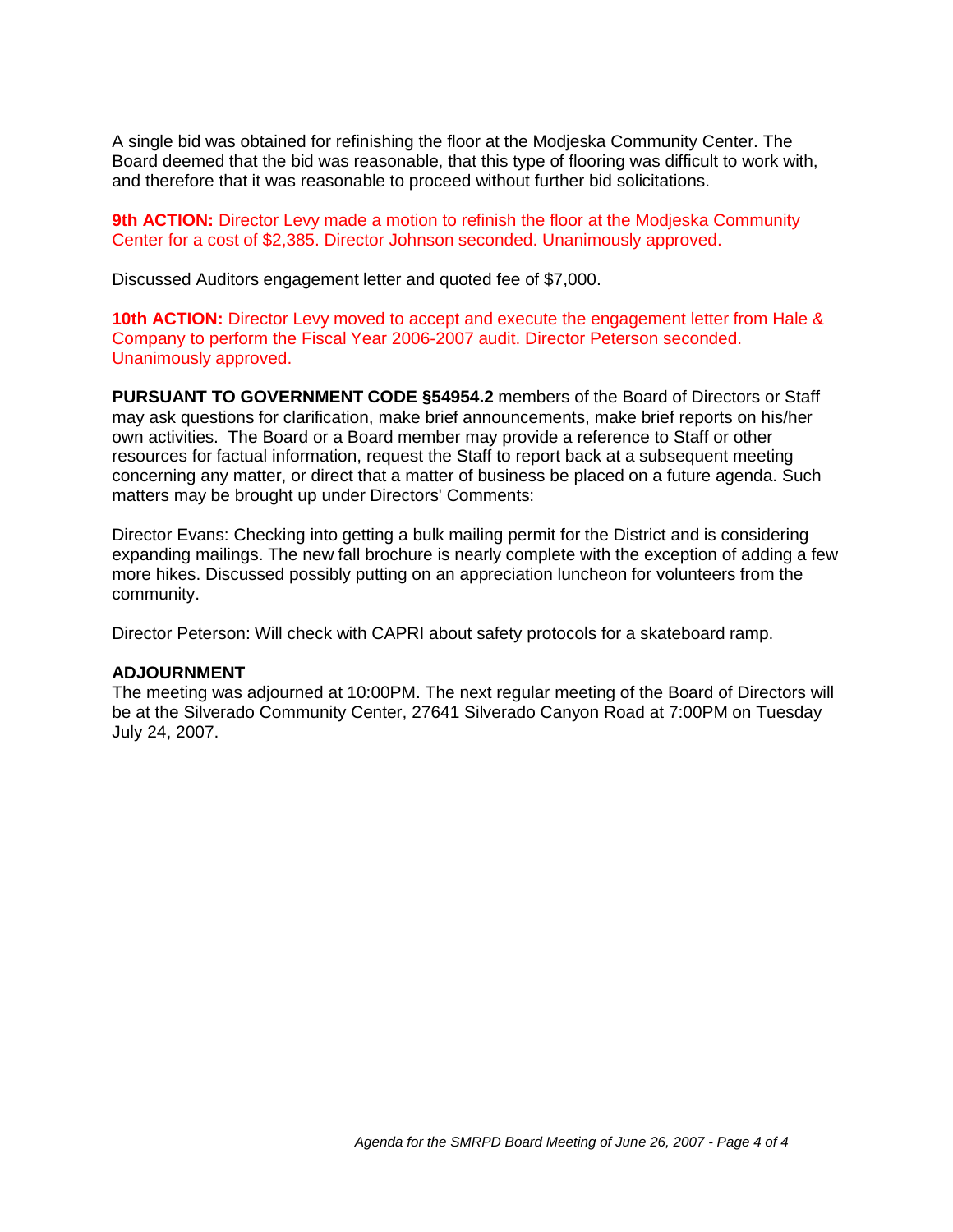A single bid was obtained for refinishing the floor at the Modjeska Community Center. The Board deemed that the bid was reasonable, that this type of flooring was difficult to work with, and therefore that it was reasonable to proceed without further bid solicitations.

**9th ACTION:** Director Levy made a motion to refinish the floor at the Modjeska Community Center for a cost of $2,385. Director Johnson seconded. Unanimously approved.

Discussed Auditors engagement letter and quoted fee of $7,000.

**10th ACTION:** Director Levy moved to accept and execute the engagement letter from Hale & Company to perform the Fiscal Year 2006-2007 audit. Director Peterson seconded. Unanimously approved.

**PURSUANT TO GOVERNMENT CODE §54954.2** members of the Board of Directors or Staff may ask questions for clarification, make brief announcements, make brief reports on his/her own activities. The Board or a Board member may provide a reference to Staff or other resources for factual information, request the Staff to report back at a subsequent meeting concerning any matter, or direct that a matter of business be placed on a future agenda. Such matters may be brought up under Directors' Comments:

Director Evans: Checking into getting a bulk mailing permit for the District and is considering expanding mailings. The new fall brochure is nearly complete with the exception of adding a few more hikes. Discussed possibly putting on an appreciation luncheon for volunteers from the community.

Director Peterson: Will check with CAPRI about safety protocols for a skateboard ramp.

**ADJOURNMENT**
The meeting was adjourned at 10:00PM. The next regular meeting of the Board of Directors will be at the Silverado Community Center, 27641 Silverado Canyon Road at 7:00PM on Tuesday July 24, 2007.